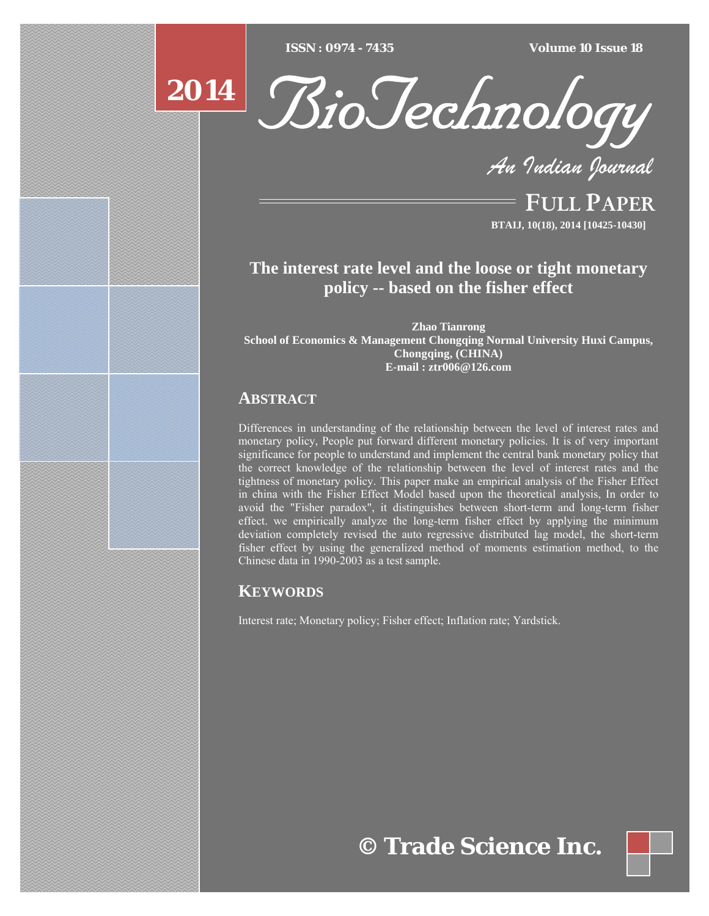# The interest rate level and the loose or tight monetary policy -- based on the fisher effect

**Zhao Tianrong**
**School of Economics & Management Chongqing Normal University Huxi Campus, Chongqing, (CHINA)**
**E-mail : ztr006@126.com**

## ABSTRACT

Differences in understanding of the relationship between the level of interest rates and monetary policy, People put forward different monetary policies. It is of very important significance for people to understand and implement the central bank monetary policy that the correct knowledge of the relationship between the level of interest rates and the tightness of monetary policy. This paper make an empirical analysis of the Fisher Effect in china with the Fisher Effect Model based upon the theoretical analysis, In order to avoid the "Fisher paradox", it distinguishes between short-term and long-term fisher effect. we empirically analyze the long-term fisher effect by applying the minimum deviation completely revised the auto regressive distributed lag model, the short-term fisher effect by using the generalized method of moments estimation method, to the Chinese data in 1990-2003 as a test sample.

## KEYWORDS

Interest rate; Monetary policy; Fisher effect; Inflation rate; Yardstick.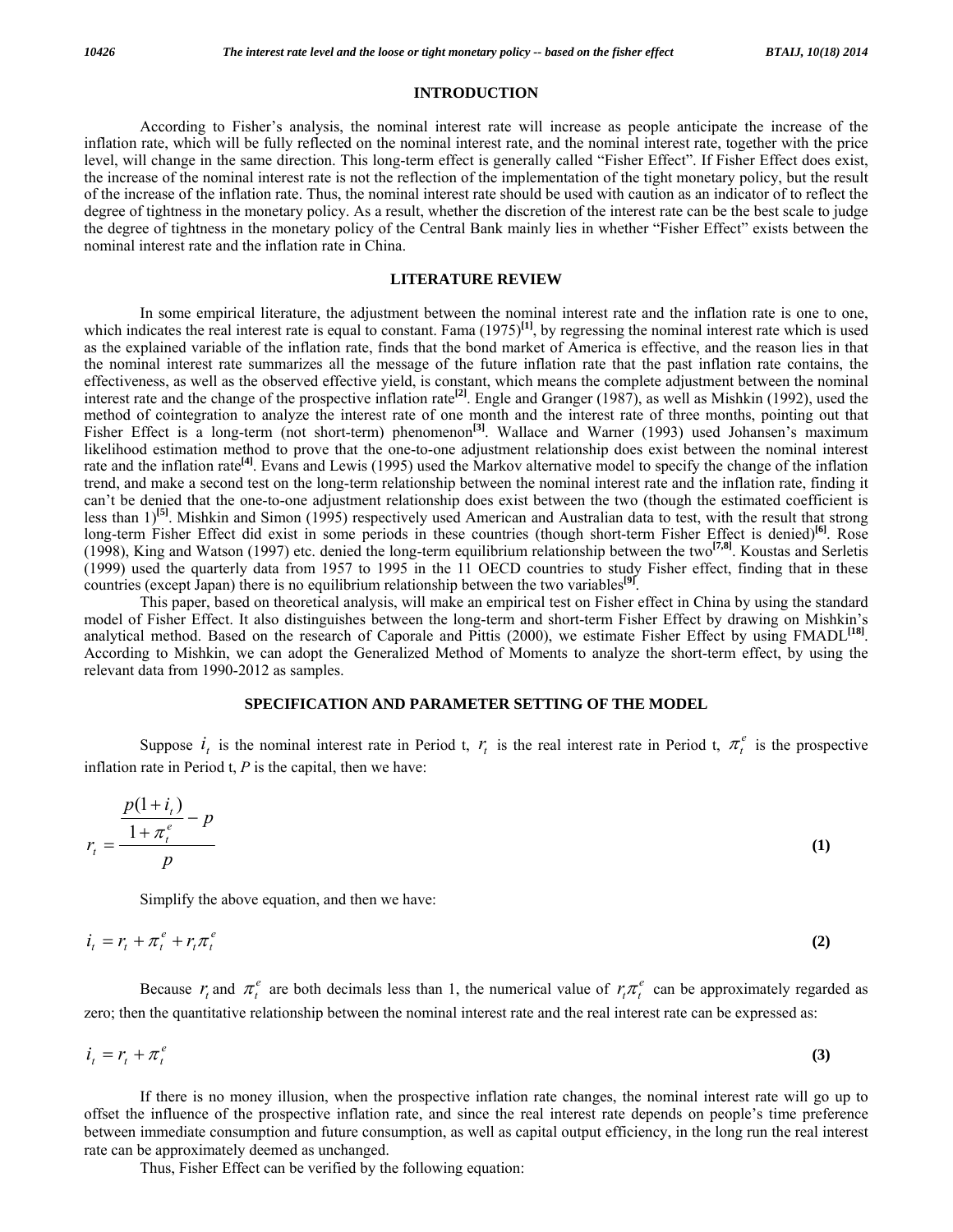## INTRODUCTION

According to Fisher's analysis, the nominal interest rate will increase as people anticipate the increase of the inflation rate, which will be fully reflected on the nominal interest rate, and the nominal interest rate, together with the price level, will change in the same direction. This long-term effect is generally called "Fisher Effect". If Fisher Effect does exist, the increase of the nominal interest rate is not the reflection of the implementation of the tight monetary policy, but the result of the increase of the inflation rate. Thus, the nominal interest rate should be used with caution as an indicator of to reflect the degree of tightness in the monetary policy. As a result, whether the discretion of the interest rate can be the best scale to judge the degree of tightness in the monetary policy of the Central Bank mainly lies in whether "Fisher Effect" exists between the nominal interest rate and the inflation rate in China.

## LITERATURE REVIEW

In some empirical literature, the adjustment between the nominal interest rate and the inflation rate is one to one, which indicates the real interest rate is equal to constant. Fama (1975)[1], by regressing the nominal interest rate which is used as the explained variable of the inflation rate, finds that the bond market of America is effective, and the reason lies in that the nominal interest rate summarizes all the message of the future inflation rate that the past inflation rate contains, the effectiveness, as well as the observed effective yield, is constant, which means the complete adjustment between the nominal interest rate and the change of the prospective inflation rate[2]. Engle and Granger (1987), as well as Mishkin (1992), used the method of cointegration to analyze the interest rate of one month and the interest rate of three months, pointing out that Fisher Effect is a long-term (not short-term) phenomenon[3]. Wallace and Warner (1993) used Johansen's maximum likelihood estimation method to prove that the one-to-one adjustment relationship does exist between the nominal interest rate and the inflation rate[4]. Evans and Lewis (1995) used the Markov alternative model to specify the change of the inflation trend, and make a second test on the long-term relationship between the nominal interest rate and the inflation rate, finding it can't be denied that the one-to-one adjustment relationship does exist between the two (though the estimated coefficient is less than 1)[5]. Mishkin and Simon (1995) respectively used American and Australian data to test, with the result that strong long-term Fisher Effect did exist in some periods in these countries (though short-term Fisher Effect is denied)[6]. Rose (1998), King and Watson (1997) etc. denied the long-term equilibrium relationship between the two[7,8]. Koustas and Serletis (1999) used the quarterly data from 1957 to 1995 in the 11 OECD countries to study Fisher effect, finding that in these countries (except Japan) there is no equilibrium relationship between the two variables[9].

This paper, based on theoretical analysis, will make an empirical test on Fisher effect in China by using the standard model of Fisher Effect. It also distinguishes between the long-term and short-term Fisher Effect by drawing on Mishkin's analytical method. Based on the research of Caporale and Pittis (2000), we estimate Fisher Effect by using FMADL[18]. According to Mishkin, we can adopt the Generalized Method of Moments to analyze the short-term effect, by using the relevant data from 1990-2012 as samples.

## SPECIFICATION AND PARAMETER SETTING OF THE MODEL

Suppose $i_t$ is the nominal interest rate in Period t, $r_t$ is the real interest rate in Period t, $\pi_t^e$ is the prospective inflation rate in Period t, $P$ is the capital, then we have:

$$r_t = \frac{\frac{p(1+i_t)}{1+\pi_t^e} - p}{p} \tag{1}$$

Simplify the above equation, and then we have:

$$i_t = r_t + \pi_t^e + r_t \pi_t^e \tag{2}$$

Because $r_t$ and $\pi_t^e$ are both decimals less than 1, the numerical value of $r_t \pi_t^e$ can be approximately regarded as zero; then the quantitative relationship between the nominal interest rate and the real interest rate can be expressed as:

$$i_t = r_t + \pi_t^e \tag{3}$$

If there is no money illusion, when the prospective inflation rate changes, the nominal interest rate will go up to offset the influence of the prospective inflation rate, and since the real interest rate depends on people's time preference between immediate consumption and future consumption, as well as capital output efficiency, in the long run the real interest rate can be approximately deemed as unchanged.

Thus, Fisher Effect can be verified by the following equation: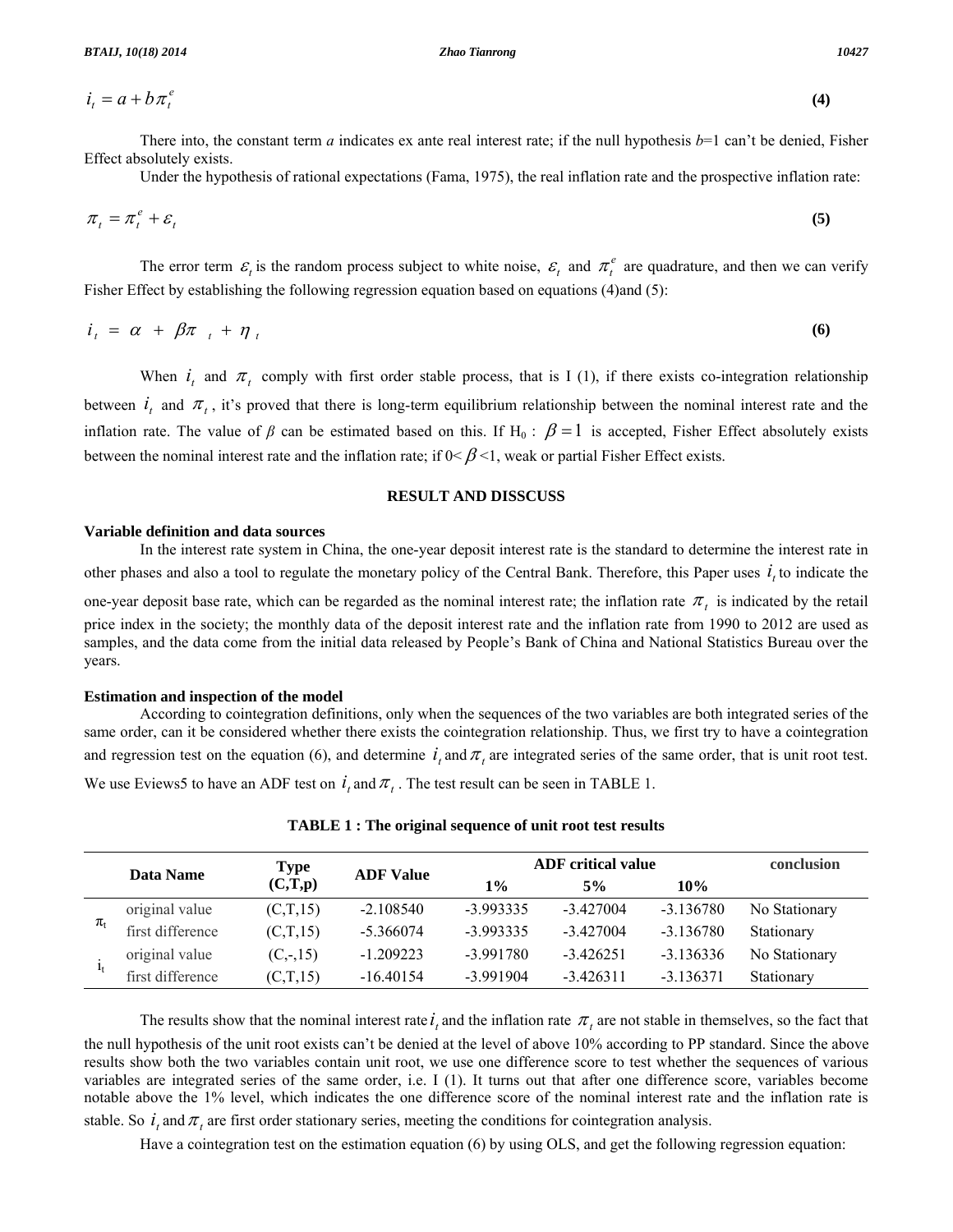$$i_t = a + b\pi_t^e \quad \textbf{(4)}$$

There into, the constant term *a* indicates ex ante real interest rate; if the null hypothesis *b*=1 can't be denied, Fisher Effect absolutely exists.

Under the hypothesis of rational expectations (Fama, 1975), the real inflation rate and the prospective inflation rate:

$$\pi_t = \pi_t^e + \varepsilon_t \quad \textbf{(5)}$$

The error term $\varepsilon_t$ is the random process subject to white noise, $\varepsilon_t$ and $\pi_t^e$ are quadrature, and then we can verify Fisher Effect by establishing the following regression equation based on equations (4)and (5):

$$i_t = \alpha + \beta\pi_t + \eta_t \quad \textbf{(6)}$$

When $i_t$ and $\pi_t$ comply with first order stable process, that is I (1), if there exists co-integration relationship between $i_t$ and $\pi_t$, it's proved that there is long-term equilibrium relationship between the nominal interest rate and the inflation rate. The value of $\beta$ can be estimated based on this. If $H_0$ : $\beta = 1$ is accepted, Fisher Effect absolutely exists between the nominal interest rate and the inflation rate; if 0< $\beta$ <1, weak or partial Fisher Effect exists.

## RESULT AND DISSCUSS

### Variable definition and data sources

In the interest rate system in China, the one-year deposit interest rate is the standard to determine the interest rate in other phases and also a tool to regulate the monetary policy of the Central Bank. Therefore, this Paper uses $i_t$ to indicate the one-year deposit base rate, which can be regarded as the nominal interest rate; the inflation rate $\pi_t$ is indicated by the retail price index in the society; the monthly data of the deposit interest rate and the inflation rate from 1990 to 2012 are used as samples, and the data come from the initial data released by People's Bank of China and National Statistics Bureau over the years.

### Estimation and inspection of the model

According to cointegration definitions, only when the sequences of the two variables are both integrated series of the same order, can it be considered whether there exists the cointegration relationship. Thus, we first try to have a cointegration and regression test on the equation (6), and determine $i_t$ and $\pi_t$ are integrated series of the same order, that is unit root test. We use Eviews5 to have an ADF test on $i_t$ and $\pi_t$ . The test result can be seen in TABLE 1.

**TABLE 1 : The original sequence of unit root test results**

| Data Name | | Type (C,T,p) | ADF Value | ADF critical value | | | conclusion |
|---|---|---|---|---|---|---|---|
| | | | | 1% | 5% | 10% | |
| $\pi_t$ | original value | (C,T,15) | -2.108540 | -3.993335 | -3.427004 | -3.136780 | No Stationary |
| | first difference | (C,T,15) | -5.366074 | -3.993335 | -3.427004 | -3.136780 | Stationary |
| $i_t$ | original value | (C,-,15) | -1.209223 | -3.991780 | -3.426251 | -3.136336 | No Stationary |
| | first difference | (C,T,15) | -16.40154 | -3.991904 | -3.426311 | -3.136371 | Stationary |

The results show that the nominal interest rate $i_t$ and the inflation rate $\pi_t$ are not stable in themselves, so the fact that the null hypothesis of the unit root exists can't be denied at the level of above 10% according to PP standard. Since the above results show both the two variables contain unit root, we use one difference score to test whether the sequences of various variables are integrated series of the same order, i.e. I (1). It turns out that after one difference score, variables become notable above the 1% level, which indicates the one difference score of the nominal interest rate and the inflation rate is stable. So $i_t$ and $\pi_t$ are first order stationary series, meeting the conditions for cointegration analysis.

Have a cointegration test on the estimation equation (6) by using OLS, and get the following regression equation: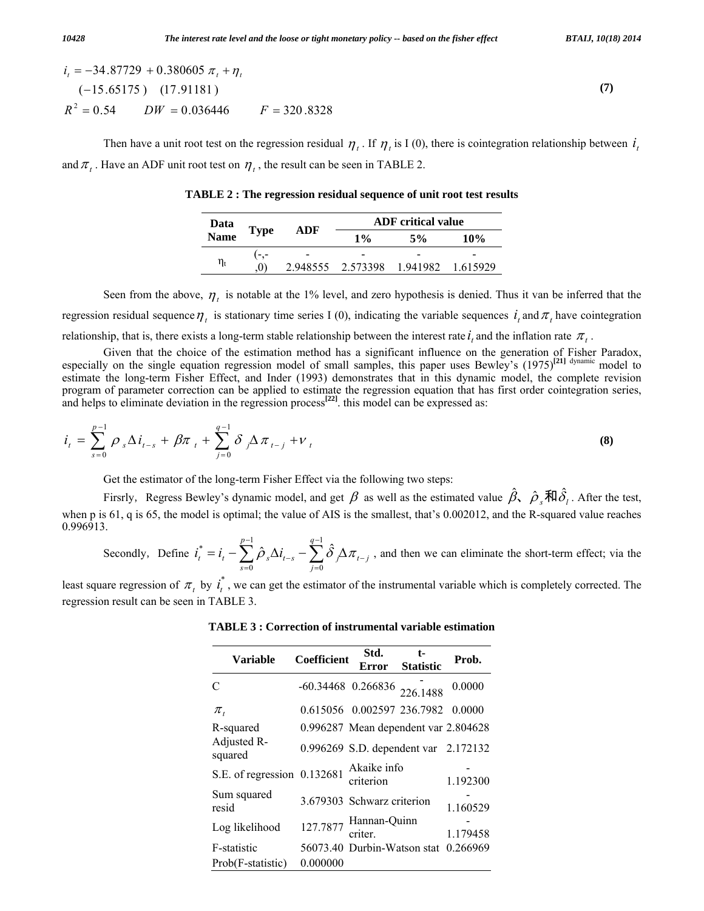$$i_t = -34.87729 + 0.380605\,\pi_t + \eta_t$$
$$(-15.65175) \quad (17.91181) \tag{7}$$
$$R^2 = 0.54 \qquad DW = 0.036446 \qquad F = 320.8328$$

Then have a unit root test on the regression residual $\eta_t$. If $\eta_t$ is I (0), there is cointegration relationship between $i_t$ and $\pi_t$. Have an ADF unit root test on $\eta_t$, the result can be seen in TABLE 2.

**TABLE 2 : The regression residual sequence of unit root test results**

| Data Name | Type | ADF | ADF critical value | | |
|---|---|---|---|---|---|
| | | | 1% | 5% | 10% |
| $\eta_t$ | (-,-,0) | -2.948555 | -2.573398 | -1.941982 | -1.615929 |

Seen from the above, $\eta_t$ is notable at the 1% level, and zero hypothesis is denied. Thus it van be inferred that the regression residual sequence $\eta_t$ is stationary time series I (0), indicating the variable sequences $i_t$ and $\pi_t$ have cointegration relationship, that is, there exists a long-term stable relationship between the interest rate $i_t$ and the inflation rate $\pi_t$.

Given that the choice of the estimation method has a significant influence on the generation of Fisher Paradox, especially on the single equation regression model of small samples, this paper uses Bewley's (1975)[21] dynamic model to estimate the long-term Fisher Effect, and Inder (1993) demonstrates that in this dynamic model, the complete revision program of parameter correction can be applied to estimate the regression equation that has first order cointegration series, and helps to eliminate deviation in the regression process[22]. this model can be expressed as:

$$i_t = \sum_{s=0}^{p-1} \rho_s \Delta i_{t-s} + \beta \pi_t + \sum_{j=0}^{q-1} \delta_j \Delta \pi_{t-j} + \nu_t \tag{8}$$

Get the estimator of the long-term Fisher Effect via the following two steps:

Firsrly，Regress Bewley's dynamic model, and get $\beta$ as well as the estimated value $\hat{\beta}$、$\hat{\rho}_s$和$\hat{\delta}_l$. After the test, when p is 61, q is 65, the model is optimal; the value of AIS is the smallest, that's 0.002012, and the R-squared value reaches 0.996913.

Secondly，Define $i_t^* = i_t - \sum_{s=0}^{p-1} \hat{\rho}_s \Delta i_{t-s} - \sum_{j=0}^{q-1} \hat{\delta}_j \Delta \pi_{t-j}$, and then we can eliminate the short-term effect; via the least square regression of $\pi_t$ by $i_t^*$, we can get the estimator of the instrumental variable which is completely corrected. The regression result can be seen in TABLE 3.

**TABLE 3 : Correction of instrumental variable estimation**

| Variable | Coefficient | Std. Error | t-Statistic | Prob. |
|---|---|---|---|---|
| C | -60.34468 | 0.266836 | -226.1488 | 0.0000 |
| $\pi_t$ | 0.615056 | 0.002597 | 236.7982 | 0.0000 |
| R-squared | 0.996287 | Mean dependent var | | 2.804628 |
| Adjusted R-squared | 0.996269 | S.D. dependent var | | 2.172132 |
| S.E. of regression | 0.132681 | Akaike info criterion | | -1.192300 |
| Sum squared resid | 3.679303 | Schwarz criterion | | -1.160529 |
| Log likelihood | 127.7877 | Hannan-Quinn criter. | | -1.179458 |
| F-statistic | 56073.40 | Durbin-Watson stat | | 0.266969 |
| Prob(F-statistic) | 0.000000 | | | |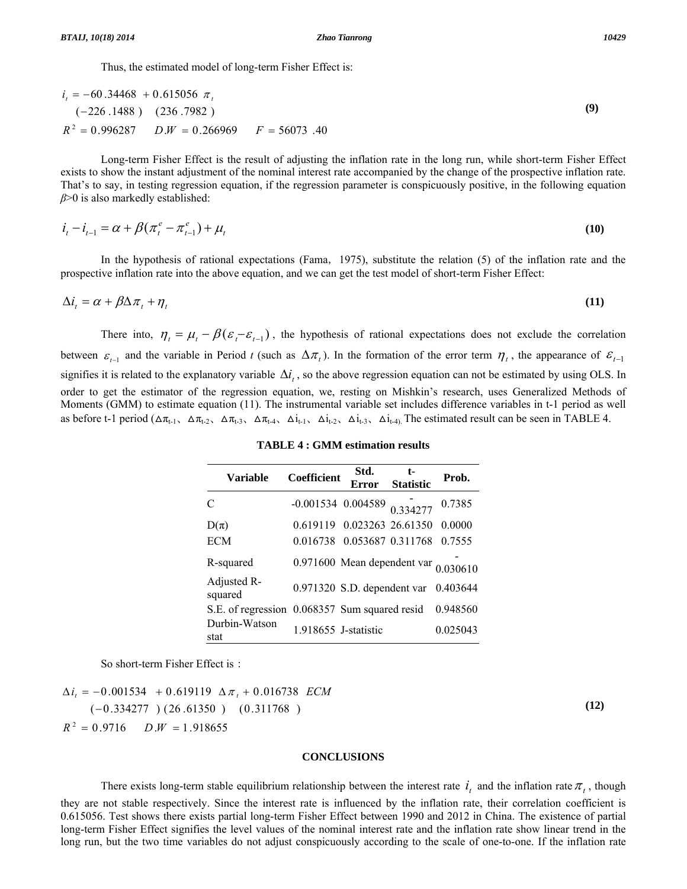Thus, the estimated model of long-term Fisher Effect is:

$$
\begin{aligned}
& i_t = -60.34468 + 0.615056\ \pi_t \\
& \quad (-226.1488) \quad (236.7982) \\
& R^2 = 0.996287 \qquad D.W = 0.266969 \qquad F = 56073.40
\end{aligned}
\tag{9}
$$

Long-term Fisher Effect is the result of adjusting the inflation rate in the long run, while short-term Fisher Effect exists to show the instant adjustment of the nominal interest rate accompanied by the change of the prospective inflation rate. That's to say, in testing regression equation, if the regression parameter is conspicuously positive, in the following equation $\beta$>0 is also markedly established:

$$
i_t - i_{t-1} = \alpha + \beta(\pi_t^e - \pi_{t-1}^e) + \mu_t \tag{10}
$$

In the hypothesis of rational expectations (Fama, 1975), substitute the relation (5) of the inflation rate and the prospective inflation rate into the above equation, and we can get the test model of short-term Fisher Effect:

$$
\Delta i_t = \alpha + \beta \Delta \pi_t + \eta_t \tag{11}
$$

There into, $\eta_t = \mu_t - \beta(\varepsilon_t - \varepsilon_{t-1})$, the hypothesis of rational expectations does not exclude the correlation between $\varepsilon_{t-1}$ and the variable in Period $t$ (such as $\Delta\pi_t$). In the formation of the error term $\eta_t$, the appearance of $\varepsilon_{t-1}$ signifies it is related to the explanatory variable $\Delta i_t$, so the above regression equation can not be estimated by using OLS. In order to get the estimator of the regression equation, we, resting on Mishkin's research, uses Generalized Methods of Moments (GMM) to estimate equation (11). The instrumental variable set includes difference variables in t-1 period as well as before t-1 period ($\Delta\pi_{t-1}$、$\Delta\pi_{t-2}$、$\Delta\pi_{t-3}$、$\Delta\pi_{t-4}$、$\Delta i_{t-1}$、$\Delta i_{t-2}$、$\Delta i_{t-3}$、$\Delta i_{t-4}$). The estimated result can be seen in TABLE 4.

**TABLE 4 : GMM estimation results**

| Variable | Coefficient | Std. Error | t-Statistic | Prob. |
|---|---|---|---|---|
| C | -0.001534 | 0.004589 | -0.334277 | 0.7385 |
| D(π) | 0.619119 | 0.023263 | 26.61350 | 0.0000 |
| ECM | 0.016738 | 0.053687 | 0.311768 | 0.7555 |
| R-squared | 0.971600 | Mean dependent var | | -0.030610 |
| Adjusted R-squared | 0.971320 | S.D. dependent var | | 0.403644 |
| S.E. of regression | 0.068357 | Sum squared resid | | 0.948560 |
| Durbin-Watson stat | 1.918655 | J-statistic | | 0.025043 |

So short-term Fisher Effect is：

$$
\begin{aligned}
& \Delta i_t = -0.001534 + 0.619119\ \Delta\pi_t + 0.016738\ ECM \\
& \quad (-0.334277)\ (26.61350) \quad (0.311768) \\
& R^2 = 0.9716 \qquad D.W = 1.918655
\end{aligned}
\tag{12}
$$

## CONCLUSIONS

There exists long-term stable equilibrium relationship between the interest rate $i_t$ and the inflation rate $\pi_t$, though they are not stable respectively. Since the interest rate is influenced by the inflation rate, their correlation coefficient is 0.615056. Test shows there exists partial long-term Fisher Effect between 1990 and 2012 in China. The existence of partial long-term Fisher Effect signifies the level values of the nominal interest rate and the inflation rate show linear trend in the long run, but the two time variables do not adjust conspicuously according to the scale of one-to-one. If the inflation rate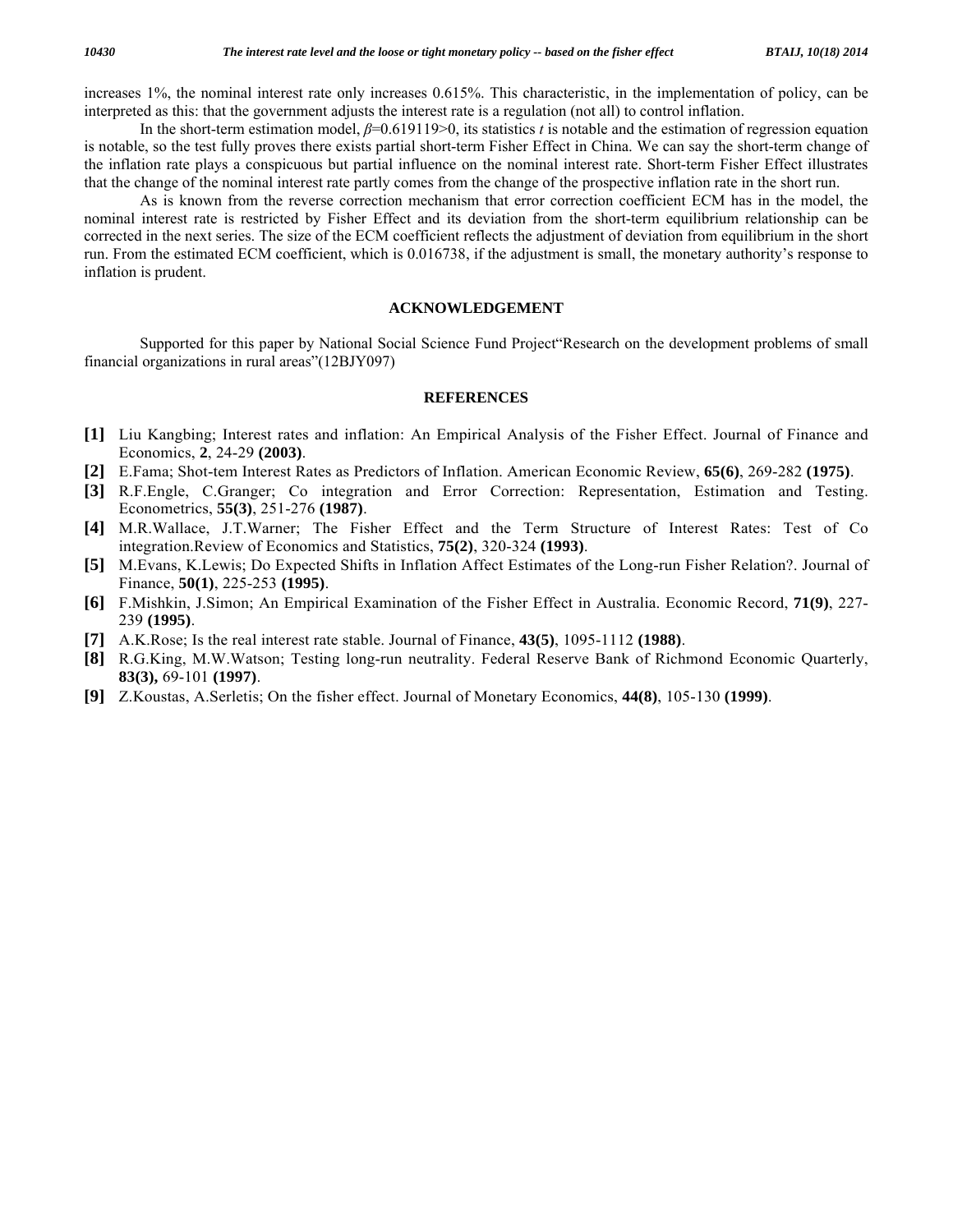increases 1%, the nominal interest rate only increases 0.615%. This characteristic, in the implementation of policy, can be interpreted as this: that the government adjusts the interest rate is a regulation (not all) to control inflation.

In the short-term estimation model, $\beta$=0.619119>0, its statistics $t$ is notable and the estimation of regression equation is notable, so the test fully proves there exists partial short-term Fisher Effect in China. We can say the short-term change of the inflation rate plays a conspicuous but partial influence on the nominal interest rate. Short-term Fisher Effect illustrates that the change of the nominal interest rate partly comes from the change of the prospective inflation rate in the short run.

As is known from the reverse correction mechanism that error correction coefficient ECM has in the model, the nominal interest rate is restricted by Fisher Effect and its deviation from the short-term equilibrium relationship can be corrected in the next series. The size of the ECM coefficient reflects the adjustment of deviation from equilibrium in the short run. From the estimated ECM coefficient, which is 0.016738, if the adjustment is small, the monetary authority's response to inflation is prudent.

## ACKNOWLEDGEMENT

Supported for this paper by National Social Science Fund Project"Research on the development problems of small financial organizations in rural areas"(12BJY097)

## REFERENCES

**[1]** Liu Kangbing; Interest rates and inflation: An Empirical Analysis of the Fisher Effect. Journal of Finance and Economics, **2**, 24-29 **(2003)**.

**[2]** E.Fama; Shot-tem Interest Rates as Predictors of Inflation. American Economic Review, **65(6)**, 269-282 **(1975)**.

**[3]** R.F.Engle, C.Granger; Co integration and Error Correction: Representation, Estimation and Testing. Econometrics, **55(3)**, 251-276 **(1987)**.

**[4]** M.R.Wallace, J.T.Warner; The Fisher Effect and the Term Structure of Interest Rates: Test of Co integration.Review of Economics and Statistics, **75(2)**, 320-324 **(1993)**.

**[5]** M.Evans, K.Lewis; Do Expected Shifts in Inflation Affect Estimates of the Long-run Fisher Relation?. Journal of Finance, **50(1)**, 225-253 **(1995)**.

**[6]** F.Mishkin, J.Simon; An Empirical Examination of the Fisher Effect in Australia. Economic Record, **71(9)**, 227-239 **(1995)**.

**[7]** A.K.Rose; Is the real interest rate stable. Journal of Finance, **43(5)**, 1095-1112 **(1988)**.

**[8]** R.G.King, M.W.Watson; Testing long-run neutrality. Federal Reserve Bank of Richmond Economic Quarterly, **83(3),** 69-101 **(1997)**.

**[9]** Z.Koustas, A.Serletis; On the fisher effect. Journal of Monetary Economics, **44(8)**, 105-130 **(1999)**.